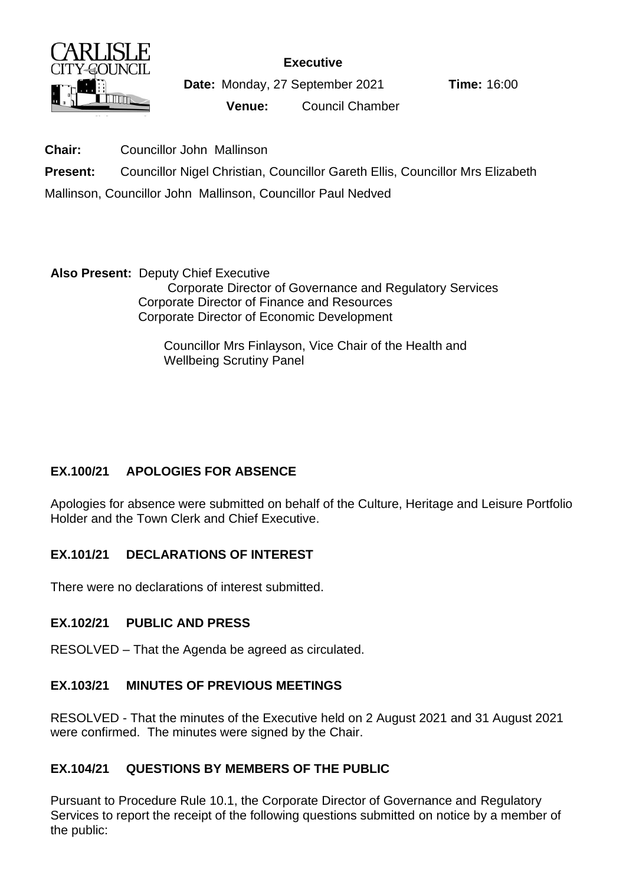CARLISLE CITY COUNCIL

**Executive**

**Date:** Monday, 27 September 2021 **Time:** 16:00

**Venue:** Council Chamber

**Chair:** Councillor John Mallinson

**Present:** Councillor Nigel Christian, Councillor Gareth Ellis, Councillor Mrs Elizabeth Mallinson, Councillor John Mallinson, Councillor Paul Nedved

**Also Present:** Deputy Chief Executive
Corporate Director of Governance and Regulatory Services
Corporate Director of Finance and Resources
Corporate Director of Economic Development

Councillor Mrs Finlayson, Vice Chair of the Health and Wellbeing Scrutiny Panel

## EX.100/21 APOLOGIES FOR ABSENCE

Apologies for absence were submitted on behalf of the Culture, Heritage and Leisure Portfolio Holder and the Town Clerk and Chief Executive.

## EX.101/21 DECLARATIONS OF INTEREST

There were no declarations of interest submitted.

## EX.102/21 PUBLIC AND PRESS

RESOLVED – That the Agenda be agreed as circulated.

## EX.103/21 MINUTES OF PREVIOUS MEETINGS

RESOLVED - That the minutes of the Executive held on 2 August 2021 and 31 August 2021 were confirmed. The minutes were signed by the Chair.

## EX.104/21 QUESTIONS BY MEMBERS OF THE PUBLIC

Pursuant to Procedure Rule 10.1, the Corporate Director of Governance and Regulatory Services to report the receipt of the following questions submitted on notice by a member of the public: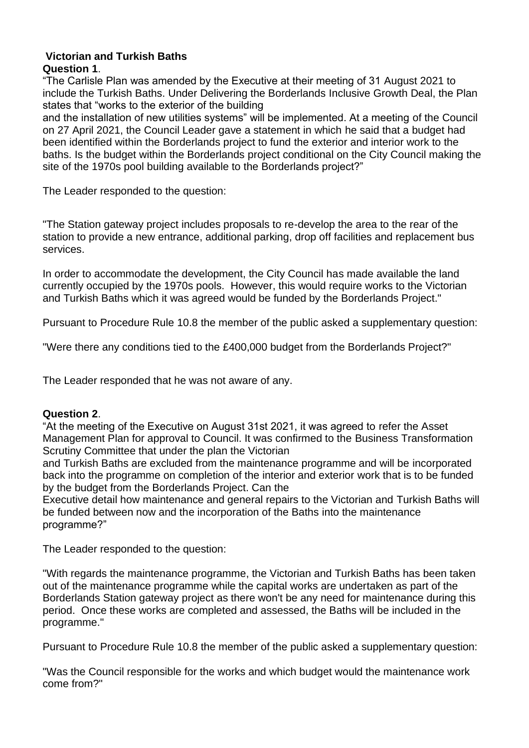**Victorian and Turkish Baths**

**Question 1**.

"The Carlisle Plan was amended by the Executive at their meeting of 31 August 2021 to include the Turkish Baths. Under Delivering the Borderlands Inclusive Growth Deal, the Plan states that "works to the exterior of the building and the installation of new utilities systems" will be implemented. At a meeting of the Council on 27 April 2021, the Council Leader gave a statement in which he said that a budget had been identified within the Borderlands project to fund the exterior and interior work to the baths. Is the budget within the Borderlands project conditional on the City Council making the site of the 1970s pool building available to the Borderlands project?"

The Leader responded to the question:

"The Station gateway project includes proposals to re-develop the area to the rear of the station to provide a new entrance, additional parking, drop off facilities and replacement bus services.

In order to accommodate the development, the City Council has made available the land currently occupied by the 1970s pools. However, this would require works to the Victorian and Turkish Baths which it was agreed would be funded by the Borderlands Project."

Pursuant to Procedure Rule 10.8 the member of the public asked a supplementary question:

"Were there any conditions tied to the £400,000 budget from the Borderlands Project?"

The Leader responded that he was not aware of any.

**Question 2**.

"At the meeting of the Executive on August 31st 2021, it was agreed to refer the Asset Management Plan for approval to Council. It was confirmed to the Business Transformation Scrutiny Committee that under the plan the Victorian and Turkish Baths are excluded from the maintenance programme and will be incorporated back into the programme on completion of the interior and exterior work that is to be funded by the budget from the Borderlands Project. Can the Executive detail how maintenance and general repairs to the Victorian and Turkish Baths will be funded between now and the incorporation of the Baths into the maintenance programme?"

The Leader responded to the question:

"With regards the maintenance programme, the Victorian and Turkish Baths has been taken out of the maintenance programme while the capital works are undertaken as part of the Borderlands Station gateway project as there won't be any need for maintenance during this period. Once these works are completed and assessed, the Baths will be included in the programme."

Pursuant to Procedure Rule 10.8 the member of the public asked a supplementary question:

"Was the Council responsible for the works and which budget would the maintenance work come from?"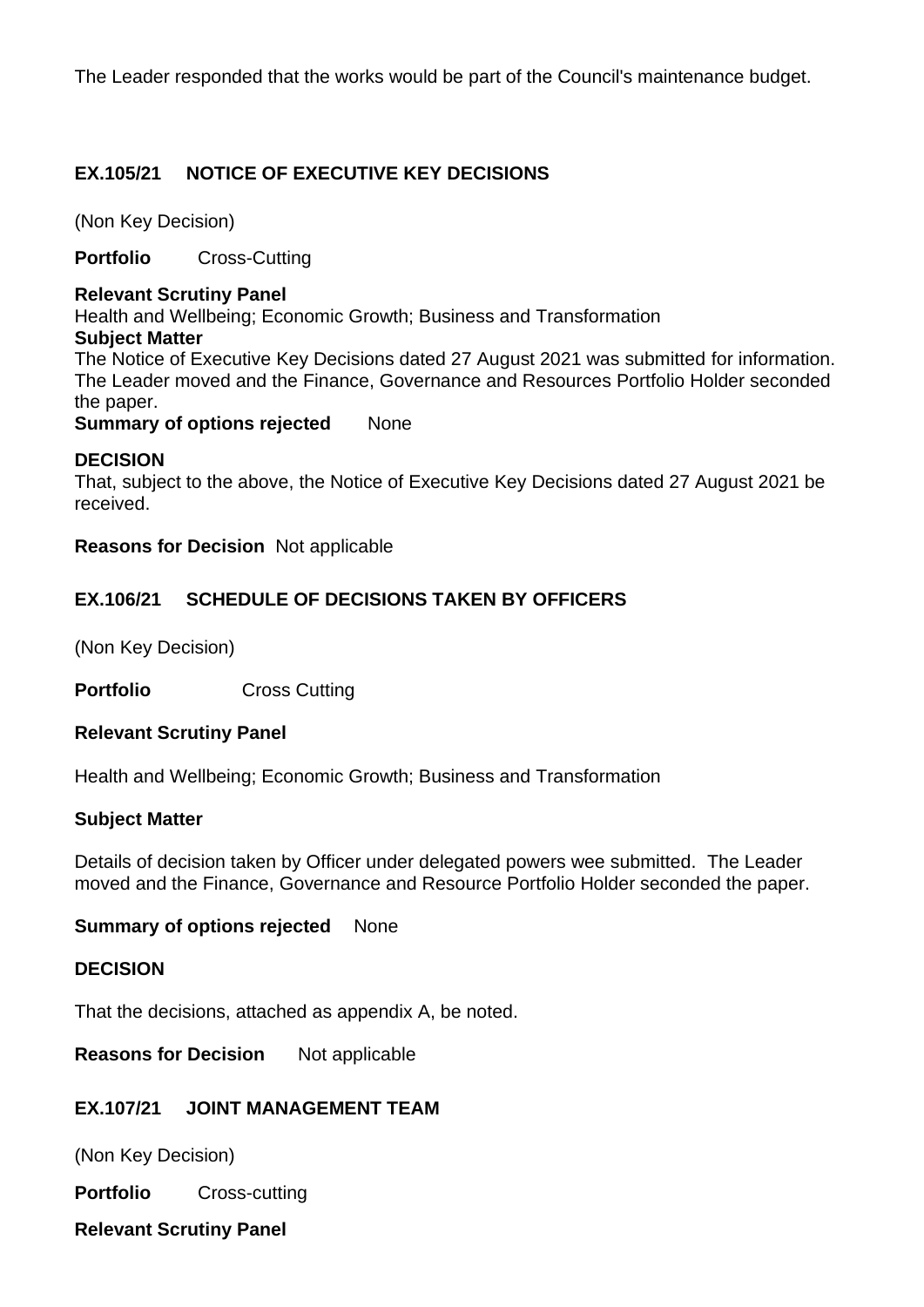The Leader responded that the works would be part of the Council's maintenance budget.

## EX.105/21 NOTICE OF EXECUTIVE KEY DECISIONS

(Non Key Decision)

**Portfolio** Cross-Cutting

**Relevant Scrutiny Panel**
Health and Wellbeing; Economic Growth; Business and Transformation
**Subject Matter**
The Notice of Executive Key Decisions dated 27 August 2021 was submitted for information. The Leader moved and the Finance, Governance and Resources Portfolio Holder seconded the paper.
**Summary of options rejected** None

**DECISION**
That, subject to the above, the Notice of Executive Key Decisions dated 27 August 2021 be received.

**Reasons for Decision** Not applicable

## EX.106/21 SCHEDULE OF DECISIONS TAKEN BY OFFICERS

(Non Key Decision)

**Portfolio** Cross Cutting

**Relevant Scrutiny Panel**

Health and Wellbeing; Economic Growth; Business and Transformation

**Subject Matter**

Details of decision taken by Officer under delegated powers wee submitted. The Leader moved and the Finance, Governance and Resource Portfolio Holder seconded the paper.

**Summary of options rejected** None

**DECISION**

That the decisions, attached as appendix A, be noted.

**Reasons for Decision** Not applicable

## EX.107/21 JOINT MANAGEMENT TEAM

(Non Key Decision)

**Portfolio** Cross-cutting

**Relevant Scrutiny Panel**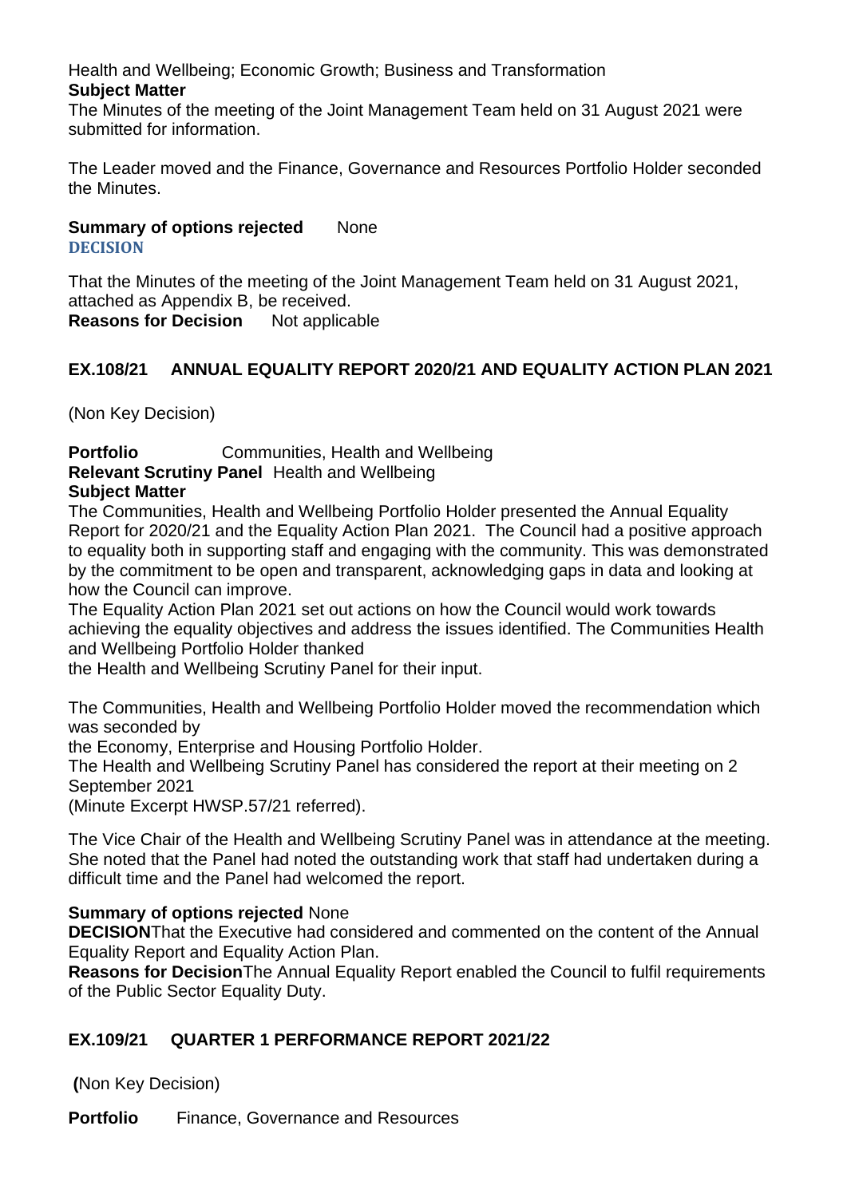Health and Wellbeing; Economic Growth; Business and Transformation

**Subject Matter**

The Minutes of the meeting of the Joint Management Team held on 31 August 2021 were submitted for information.

The Leader moved and the Finance, Governance and Resources Portfolio Holder seconded the Minutes.

**Summary of options rejected** None

**DECISION**

That the Minutes of the meeting of the Joint Management Team held on 31 August 2021, attached as Appendix B, be received.

**Reasons for Decision** Not applicable

### EX.108/21 ANNUAL EQUALITY REPORT 2020/21 AND EQUALITY ACTION PLAN 2021

(Non Key Decision)

**Portfolio** Communities, Health and Wellbeing

**Relevant Scrutiny Panel** Health and Wellbeing

**Subject Matter**

The Communities, Health and Wellbeing Portfolio Holder presented the Annual Equality Report for 2020/21 and the Equality Action Plan 2021. The Council had a positive approach to equality both in supporting staff and engaging with the community. This was demonstrated by the commitment to be open and transparent, acknowledging gaps in data and looking at how the Council can improve.

The Equality Action Plan 2021 set out actions on how the Council would work towards achieving the equality objectives and address the issues identified. The Communities Health and Wellbeing Portfolio Holder thanked the Health and Wellbeing Scrutiny Panel for their input.

The Communities, Health and Wellbeing Portfolio Holder moved the recommendation which was seconded by the Economy, Enterprise and Housing Portfolio Holder.

The Health and Wellbeing Scrutiny Panel has considered the report at their meeting on 2 September 2021 (Minute Excerpt HWSP.57/21 referred).

The Vice Chair of the Health and Wellbeing Scrutiny Panel was in attendance at the meeting. She noted that the Panel had noted the outstanding work that staff had undertaken during a difficult time and the Panel had welcomed the report.

**Summary of options rejected** None

**DECISION** That the Executive had considered and commented on the content of the Annual Equality Report and Equality Action Plan.

**Reasons for Decision** The Annual Equality Report enabled the Council to fulfil requirements of the Public Sector Equality Duty.

### EX.109/21 QUARTER 1 PERFORMANCE REPORT 2021/22

(Non Key Decision)

**Portfolio** Finance, Governance and Resources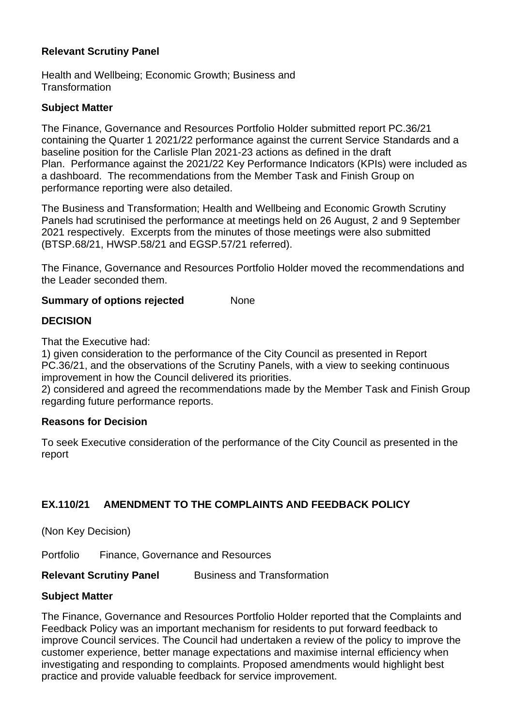**Relevant Scrutiny Panel**

Health and Wellbeing; Economic Growth; Business and Transformation

**Subject Matter**

The Finance, Governance and Resources Portfolio Holder submitted report PC.36/21 containing the Quarter 1 2021/22 performance against the current Service Standards and a baseline position for the Carlisle Plan 2021-23 actions as defined in the draft Plan. Performance against the 2021/22 Key Performance Indicators (KPIs) were included as a dashboard. The recommendations from the Member Task and Finish Group on performance reporting were also detailed.

The Business and Transformation; Health and Wellbeing and Economic Growth Scrutiny Panels had scrutinised the performance at meetings held on 26 August, 2 and 9 September 2021 respectively. Excerpts from the minutes of those meetings were also submitted (BTSP.68/21, HWSP.58/21 and EGSP.57/21 referred).

The Finance, Governance and Resources Portfolio Holder moved the recommendations and the Leader seconded them.

**Summary of options rejected** None

**DECISION**

That the Executive had:
1) given consideration to the performance of the City Council as presented in Report PC.36/21, and the observations of the Scrutiny Panels, with a view to seeking continuous improvement in how the Council delivered its priorities.
2) considered and agreed the recommendations made by the Member Task and Finish Group regarding future performance reports.

**Reasons for Decision**

To seek Executive consideration of the performance of the City Council as presented in the report

## EX.110/21 AMENDMENT TO THE COMPLAINTS AND FEEDBACK POLICY

(Non Key Decision)

Portfolio Finance, Governance and Resources

**Relevant Scrutiny Panel** Business and Transformation

**Subject Matter**

The Finance, Governance and Resources Portfolio Holder reported that the Complaints and Feedback Policy was an important mechanism for residents to put forward feedback to improve Council services. The Council had undertaken a review of the policy to improve the customer experience, better manage expectations and maximise internal efficiency when investigating and responding to complaints. Proposed amendments would highlight best practice and provide valuable feedback for service improvement.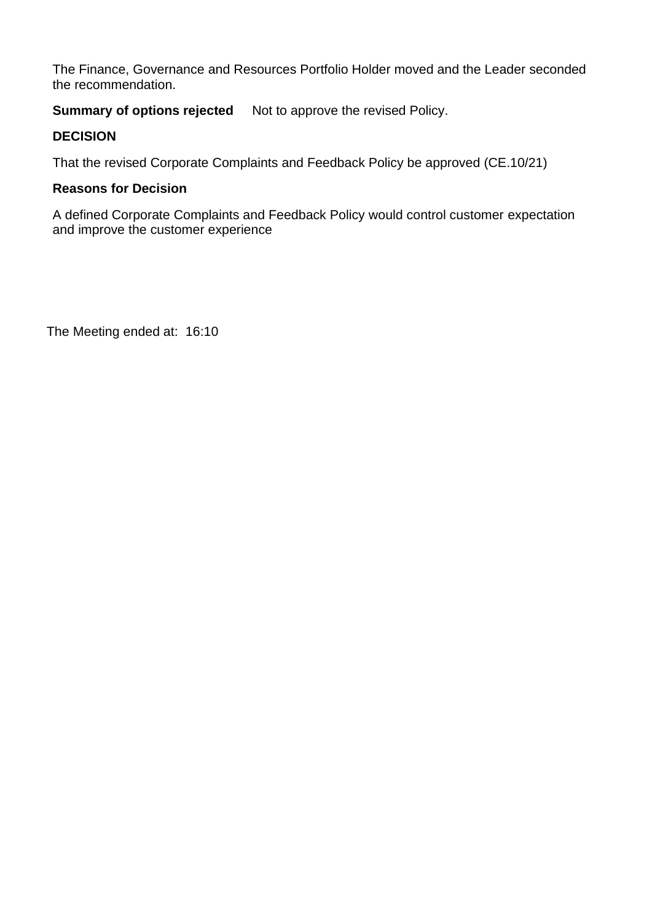The Finance, Governance and Resources Portfolio Holder moved and the Leader seconded the recommendation.

**Summary of options rejected** Not to approve the revised Policy.

**DECISION**

That the revised Corporate Complaints and Feedback Policy be approved (CE.10/21)

**Reasons for Decision**

A defined Corporate Complaints and Feedback Policy would control customer expectation and improve the customer experience

The Meeting ended at: 16:10